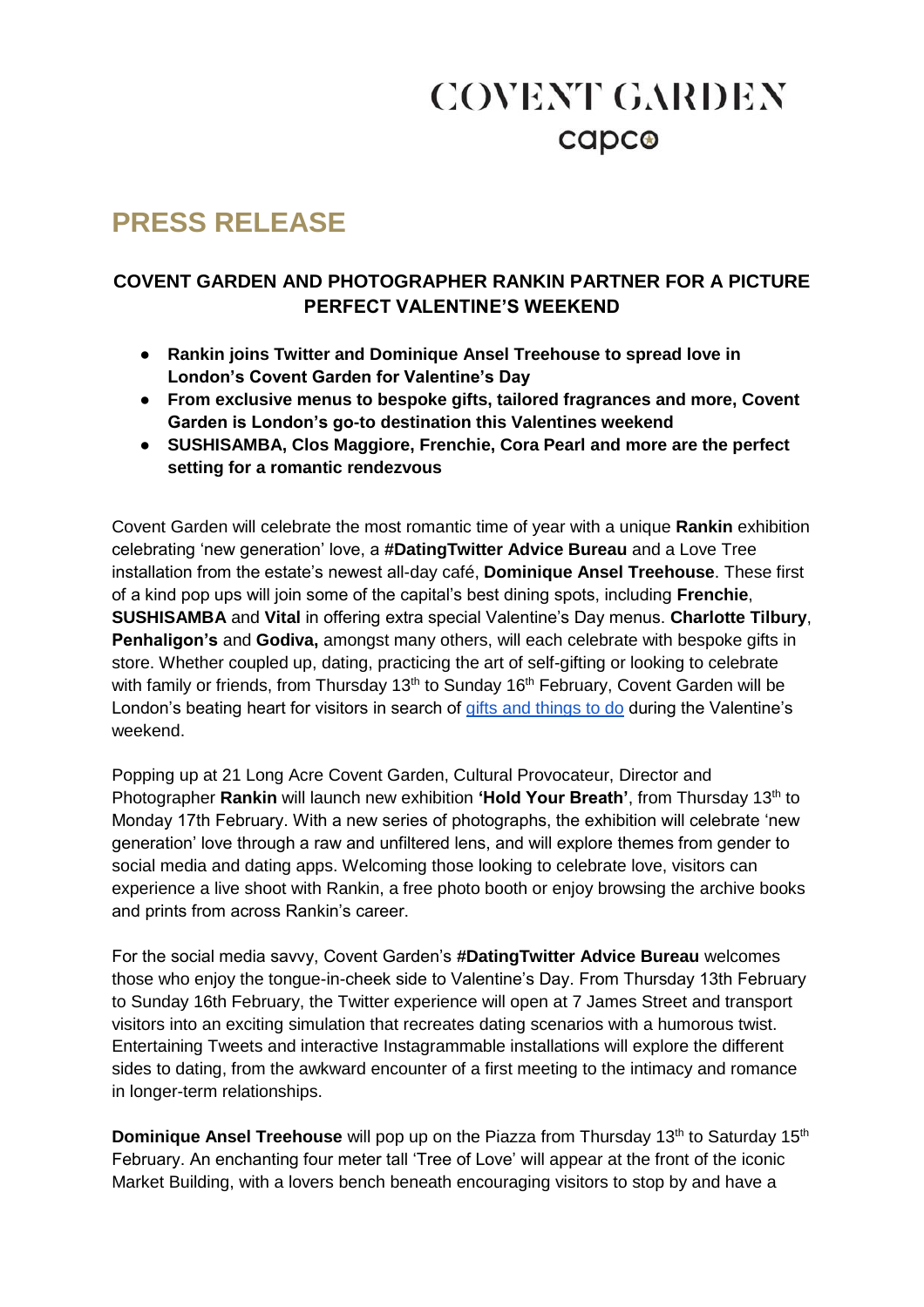# COVENT GARDEN
capco

## PRESS RELEASE

### COVENT GARDEN AND PHOTOGRAPHER RANKIN PARTNER FOR A PICTURE PERFECT VALENTINE'S WEEKEND

- **Rankin joins Twitter and Dominique Ansel Treehouse to spread love in London's Covent Garden for Valentine's Day**
- **From exclusive menus to bespoke gifts, tailored fragrances and more, Covent Garden is London's go-to destination this Valentines weekend**
- **SUSHISAMBA, Clos Maggiore, Frenchie, Cora Pearl and more are the perfect setting for a romantic rendezvous**

Covent Garden will celebrate the most romantic time of year with a unique **Rankin** exhibition celebrating 'new generation' love, a **#DatingTwitter Advice Bureau** and a Love Tree installation from the estate's newest all-day café, **Dominique Ansel Treehouse**. These first of a kind pop ups will join some of the capital's best dining spots, including **Frenchie**, **SUSHISAMBA** and **Vital** in offering extra special Valentine's Day menus. **Charlotte Tilbury**, **Penhaligon's** and **Godiva,** amongst many others, will each celebrate with bespoke gifts in store. Whether coupled up, dating, practicing the art of self-gifting or looking to celebrate with family or friends, from Thursday 13th to Sunday 16th February, Covent Garden will be London's beating heart for visitors in search of gifts and things to do during the Valentine's weekend.

Popping up at 21 Long Acre Covent Garden, Cultural Provocateur, Director and Photographer **Rankin** will launch new exhibition **'Hold Your Breath'**, from Thursday 13th to Monday 17th February. With a new series of photographs, the exhibition will celebrate 'new generation' love through a raw and unfiltered lens, and will explore themes from gender to social media and dating apps. Welcoming those looking to celebrate love, visitors can experience a live shoot with Rankin, a free photo booth or enjoy browsing the archive books and prints from across Rankin's career.

For the social media savvy, Covent Garden's **#DatingTwitter Advice Bureau** welcomes those who enjoy the tongue-in-cheek side to Valentine's Day. From Thursday 13th February to Sunday 16th February, the Twitter experience will open at 7 James Street and transport visitors into an exciting simulation that recreates dating scenarios with a humorous twist. Entertaining Tweets and interactive Instagrammable installations will explore the different sides to dating, from the awkward encounter of a first meeting to the intimacy and romance in longer-term relationships.

**Dominique Ansel Treehouse** will pop up on the Piazza from Thursday 13th to Saturday 15th February. An enchanting four meter tall 'Tree of Love' will appear at the front of the iconic Market Building, with a lovers bench beneath encouraging visitors to stop by and have a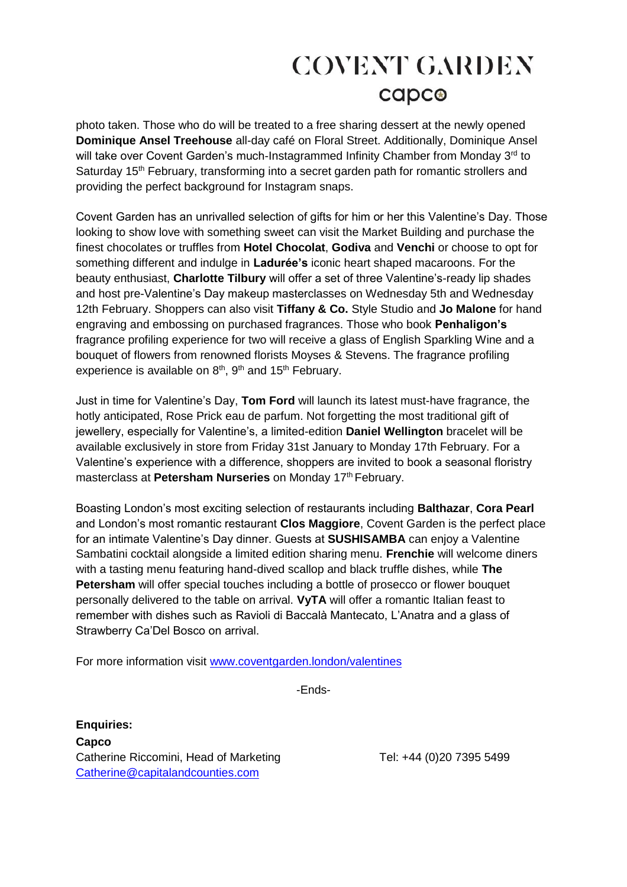photo taken. Those who do will be treated to a free sharing dessert at the newly opened **Dominique Ansel Treehouse** all-day café on Floral Street. Additionally, Dominique Ansel will take over Covent Garden's much-Instagrammed Infinity Chamber from Monday 3rd to Saturday 15th February, transforming into a secret garden path for romantic strollers and providing the perfect background for Instagram snaps.

Covent Garden has an unrivalled selection of gifts for him or her this Valentine's Day. Those looking to show love with something sweet can visit the Market Building and purchase the finest chocolates or truffles from **Hotel Chocolat**, **Godiva** and **Venchi** or choose to opt for something different and indulge in **Ladurée's** iconic heart shaped macaroons. For the beauty enthusiast, **Charlotte Tilbury** will offer a set of three Valentine's-ready lip shades and host pre-Valentine's Day makeup masterclasses on Wednesday 5th and Wednesday 12th February. Shoppers can also visit **Tiffany & Co.** Style Studio and **Jo Malone** for hand engraving and embossing on purchased fragrances. Those who book **Penhaligon's** fragrance profiling experience for two will receive a glass of English Sparkling Wine and a bouquet of flowers from renowned florists Moyses & Stevens. The fragrance profiling experience is available on 8th, 9th and 15th February.

Just in time for Valentine's Day, **Tom Ford** will launch its latest must-have fragrance, the hotly anticipated, Rose Prick eau de parfum. Not forgetting the most traditional gift of jewellery, especially for Valentine's, a limited-edition **Daniel Wellington** bracelet will be available exclusively in store from Friday 31st January to Monday 17th February. For a Valentine's experience with a difference, shoppers are invited to book a seasonal floristry masterclass at **Petersham Nurseries** on Monday 17th February.

Boasting London's most exciting selection of restaurants including **Balthazar**, **Cora Pearl** and London's most romantic restaurant **Clos Maggiore**, Covent Garden is the perfect place for an intimate Valentine's Day dinner. Guests at **SUSHISAMBA** can enjoy a Valentine Sambatini cocktail alongside a limited edition sharing menu. **Frenchie** will welcome diners with a tasting menu featuring hand-dived scallop and black truffle dishes, while **The Petersham** will offer special touches including a bottle of prosecco or flower bouquet personally delivered to the table on arrival. **VyTA** will offer a romantic Italian feast to remember with dishes such as Ravioli di Baccalà Mantecato, L'Anatra and a glass of Strawberry Ca'Del Bosco on arrival.

For more information visit [www.coventgarden.london/valentines](www.coventgarden.london/valentines)

-Ends-

**Enquiries:**

**Capco**

Catherine Riccomini, Head of Marketing    Tel: +44 (0)20 7395 5499

[Catherine@capitalandcounties.com](mailto:Catherine@capitalandcounties.com)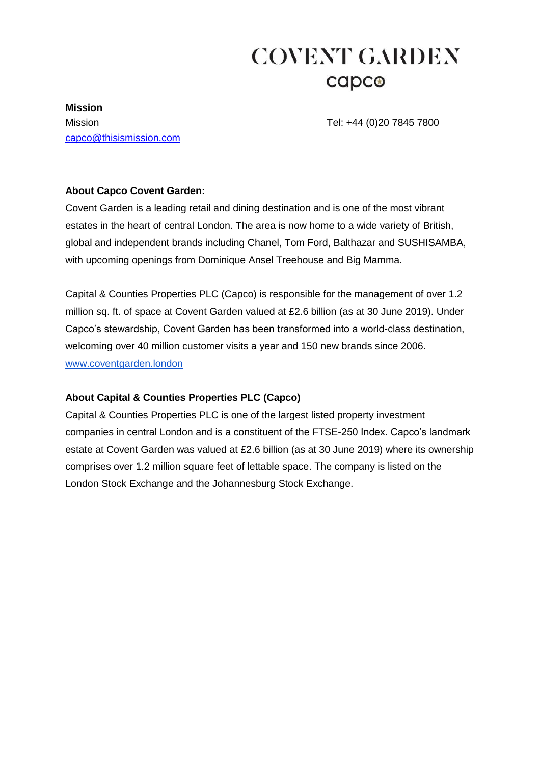# COVENT GARDEN
capco

**Mission**

Mission                                                                    Tel: +44 (0)20 7845 7800

capco@thisismission.com

**About Capco Covent Garden:**

Covent Garden is a leading retail and dining destination and is one of the most vibrant estates in the heart of central London. The area is now home to a wide variety of British, global and independent brands including Chanel, Tom Ford, Balthazar and SUSHISAMBA, with upcoming openings from Dominique Ansel Treehouse and Big Mamma.

Capital & Counties Properties PLC (Capco) is responsible for the management of over 1.2 million sq. ft. of space at Covent Garden valued at £2.6 billion (as at 30 June 2019). Under Capco's stewardship, Covent Garden has been transformed into a world-class destination, welcoming over 40 million customer visits a year and 150 new brands since 2006.
www.coventgarden.london

**About Capital & Counties Properties PLC (Capco)**

Capital & Counties Properties PLC is one of the largest listed property investment companies in central London and is a constituent of the FTSE-250 Index. Capco's landmark estate at Covent Garden was valued at £2.6 billion (as at 30 June 2019) where its ownership comprises over 1.2 million square feet of lettable space. The company is listed on the London Stock Exchange and the Johannesburg Stock Exchange.